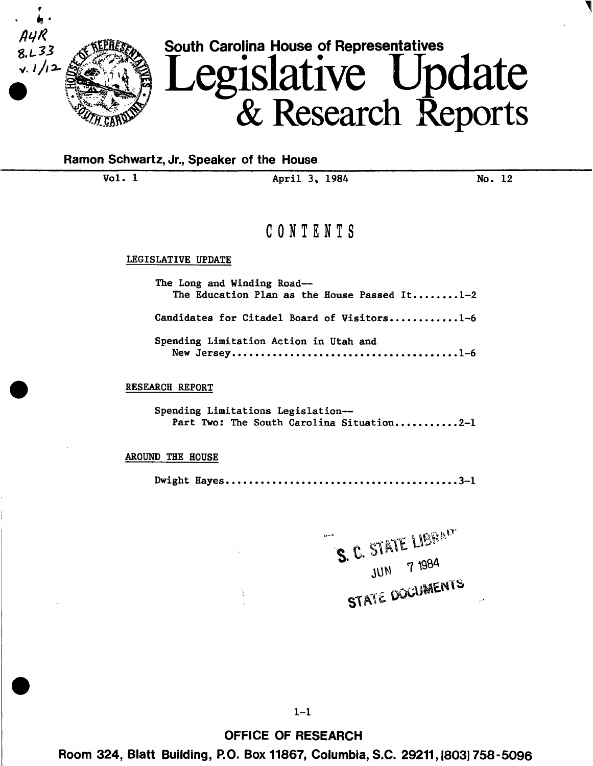South Carolina House of Representatives

# Legislative Update & Research Reports

Ramon Schwartz, Jr., Speaker of the House

Vol. 1 April 3, 1984 No. 12

## CONTENTS

LEGISLATIVE UPDATE

The Long and Winding Road--
The Education Plan as the House Passed It........1-2

Candidates for Citadel Board of Visitors............1-6

Spending Limitation Action in Utah and
New Jersey.......................................1-6

RESEARCH REPORT

Spending Limitations Legislation--
Part Two: The South Carolina Situation...........2-1

AROUND THE HOUSE

Dwight Hayes.........................................3-1

S. C. STATE LIBRARY
JUN 7 1984
STATE DOCUMENTS

OFFICE OF RESEARCH
Room 324, Blatt Building, P.O. Box 11867, Columbia, S.C. 29211, (803) 758-5096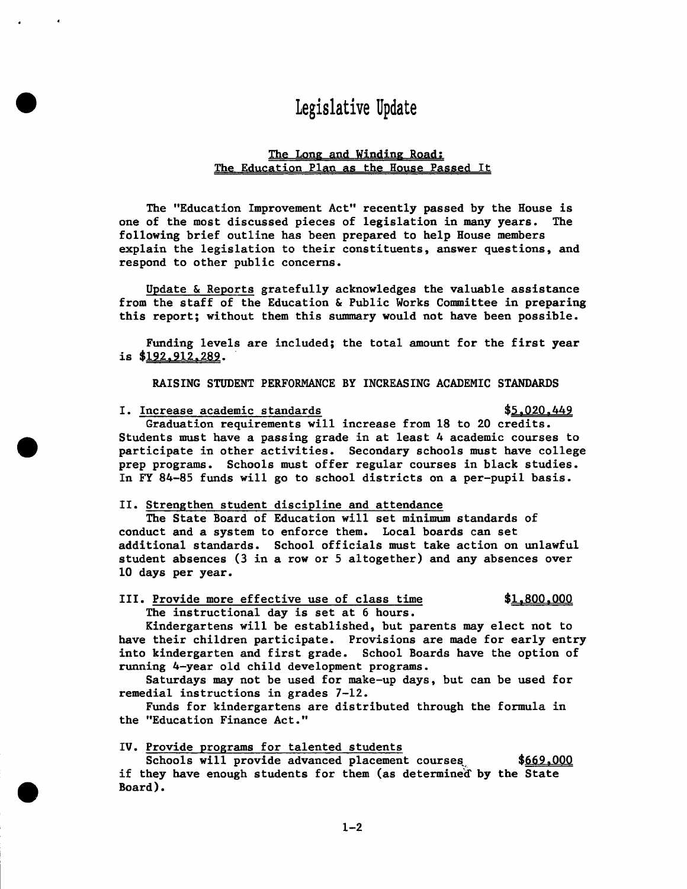# Legislative Update

## The Long and Winding Road: The Education Plan as the House Passed It

The "Education Improvement Act" recently passed by the House is one of the most discussed pieces of legislation in many years. The following brief outline has been prepared to help House members explain the legislation to their constituents, answer questions, and respond to other public concerns.

Update & Reports gratefully acknowledges the valuable assistance from the staff of the Education & Public Works Committee in preparing this report; without them this summary would not have been possible.

Funding levels are included; the total amount for the first year is $192,912,289.

RAISING STUDENT PERFORMANCE BY INCREASING ACADEMIC STANDARDS

I. Increase academic standards — $5,020,449

Graduation requirements will increase from 18 to 20 credits. Students must have a passing grade in at least 4 academic courses to participate in other activities. Secondary schools must have college prep programs. Schools must offer regular courses in black studies. In FY 84-85 funds will go to school districts on a per-pupil basis.

II. Strengthen student discipline and attendance

The State Board of Education will set minimum standards of conduct and a system to enforce them. Local boards can set additional standards. School officials must take action on unlawful student absences (3 in a row or 5 altogether) and any absences over 10 days per year.

III. Provide more effective use of class time — $1,800,000

The instructional day is set at 6 hours.

Kindergartens will be established, but parents may elect not to have their children participate. Provisions are made for early entry into kindergarten and first grade. School Boards have the option of running 4-year old child development programs.

Saturdays may not be used for make-up days, but can be used for remedial instructions in grades 7-12.

Funds for kindergartens are distributed through the formula in the "Education Finance Act."

IV. Provide programs for talented students

Schools will provide advanced placement courses if they have enough students for them (as determined by the State Board). — $669,000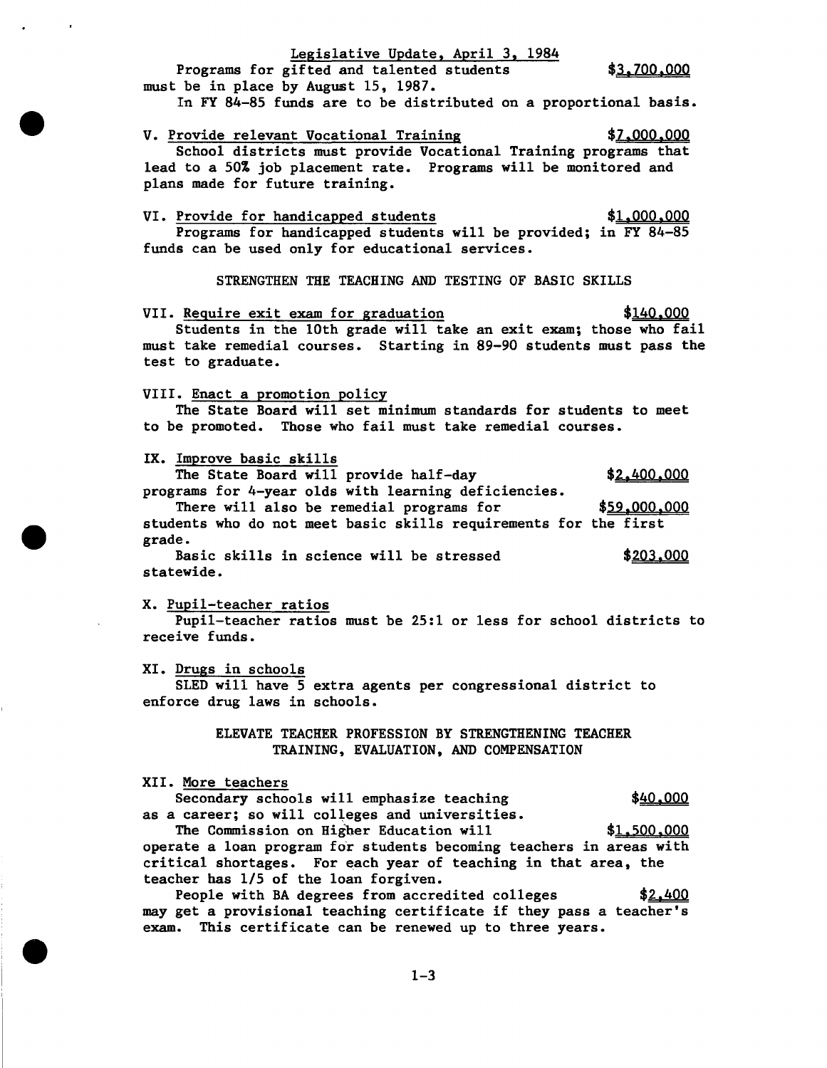Legislative Update, April 3, 1984

Programs for gifted and talented students must be in place by August 15, 1987. $3,700,000

In FY 84-85 funds are to be distributed on a proportional basis.

V. Provide relevant Vocational Training $7,000,000

School districts must provide Vocational Training programs that lead to a 50% job placement rate. Programs will be monitored and plans made for future training.

VI. Provide for handicapped students $1,000,000

Programs for handicapped students will be provided; in FY 84-85 funds can be used only for educational services.

STRENGTHEN THE TEACHING AND TESTING OF BASIC SKILLS

VII. Require exit exam for graduation $140,000

Students in the 10th grade will take an exit exam; those who fail must take remedial courses. Starting in 89-90 students must pass the test to graduate.

VIII. Enact a promotion policy

The State Board will set minimum standards for students to meet to be promoted. Those who fail must take remedial courses.

IX. Improve basic skills

The State Board will provide half-day programs for 4-year olds with learning deficiencies. $2,400,000

There will also be remedial programs for students who do not meet basic skills requirements for the first grade. $59,000,000

Basic skills in science will be stressed statewide. $203,000

X. Pupil-teacher ratios

Pupil-teacher ratios must be 25:1 or less for school districts to receive funds.

XI. Drugs in schools

SLED will have 5 extra agents per congressional district to enforce drug laws in schools.

ELEVATE TEACHER PROFESSION BY STRENGTHENING TEACHER TRAINING, EVALUATION, AND COMPENSATION

XII. More teachers

Secondary schools will emphasize teaching as a career; so will colleges and universities. $40,000

The Commission on Higher Education will operate a loan program for students becoming teachers in areas with critical shortages. For each year of teaching in that area, the teacher has 1/5 of the loan forgiven. $1,500,000

People with BA degrees from accredited colleges may get a provisional teaching certificate if they pass a teacher's exam. This certificate can be renewed up to three years. $2,400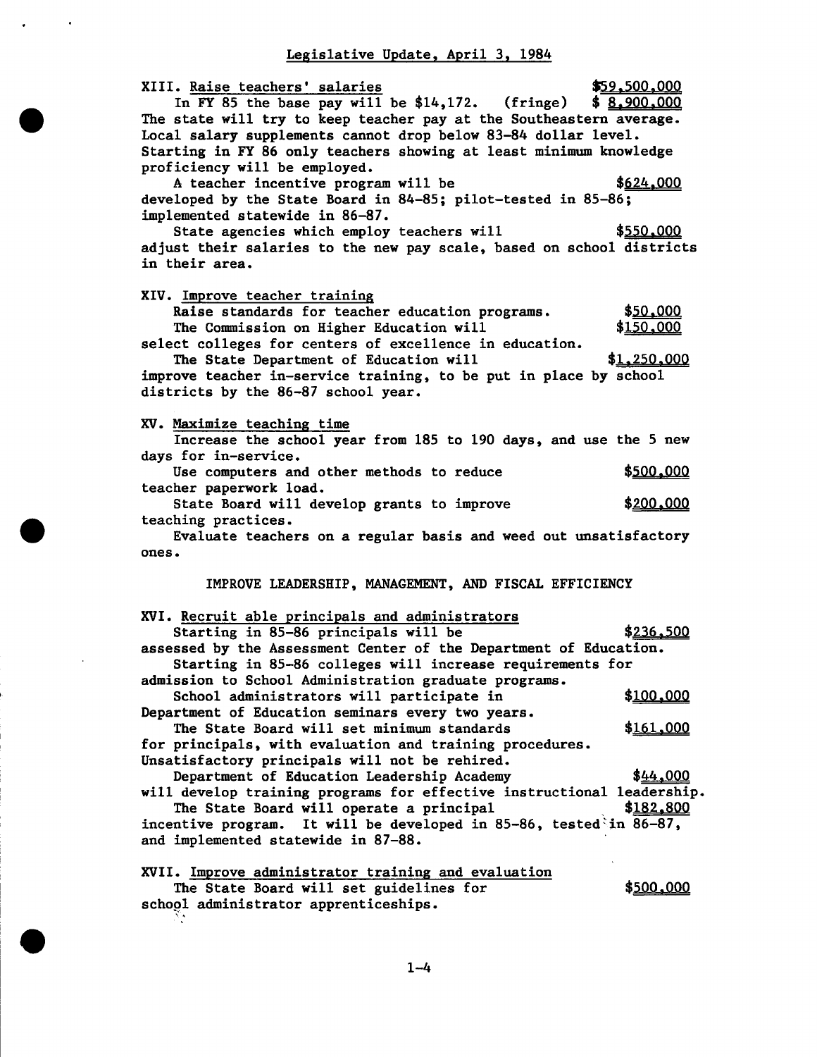## Legislative Update, April 3, 1984

XIII. Raise teachers' salaries — $59,500,000

In FY 85 the base pay will be $14,172. (fringe) $ 8,900,000

The state will try to keep teacher pay at the Southeastern average. Local salary supplements cannot drop below 83-84 dollar level. Starting in FY 86 only teachers showing at least minimum knowledge proficiency will be employed.

A teacher incentive program will be developed by the State Board in 84-85; pilot-tested in 85-86; implemented statewide in 86-87. — $624,000

State agencies which employ teachers will adjust their salaries to the new pay scale, based on school districts in their area. — $550,000

XIV. Improve teacher training

Raise standards for teacher education programs. — $50,000

The Commission on Higher Education will select colleges for centers of excellence in education. — $150,000

The State Department of Education will improve teacher in-service training, to be put in place by school districts by the 86-87 school year. — $1,250,000

XV. Maximize teaching time

Increase the school year from 185 to 190 days, and use the 5 new days for in-service.

Use computers and other methods to reduce teacher paperwork load. — $500,000

State Board will develop grants to improve teaching practices. — $200,000

Evaluate teachers on a regular basis and weed out unsatisfactory ones.

### IMPROVE LEADERSHIP, MANAGEMENT, AND FISCAL EFFICIENCY

XVI. Recruit able principals and administrators

Starting in 85-86 principals will be assessed by the Assessment Center of the Department of Education. — $236,500

Starting in 85-86 colleges will increase requirements for admission to School Administration graduate programs.

School administrators will participate in Department of Education seminars every two years. — $100,000

The State Board will set minimum standards for principals, with evaluation and training procedures. Unsatisfactory principals will not be rehired. — $161,000

Department of Education Leadership Academy will develop training programs for effective instructional leadership. — $44,000

The State Board will operate a principal incentive program. It will be developed in 85-86, tested in 86-87, and implemented statewide in 87-88. — $182,800

XVII. Improve administrator training and evaluation

The State Board will set guidelines for school administrator apprenticeships. — $500,000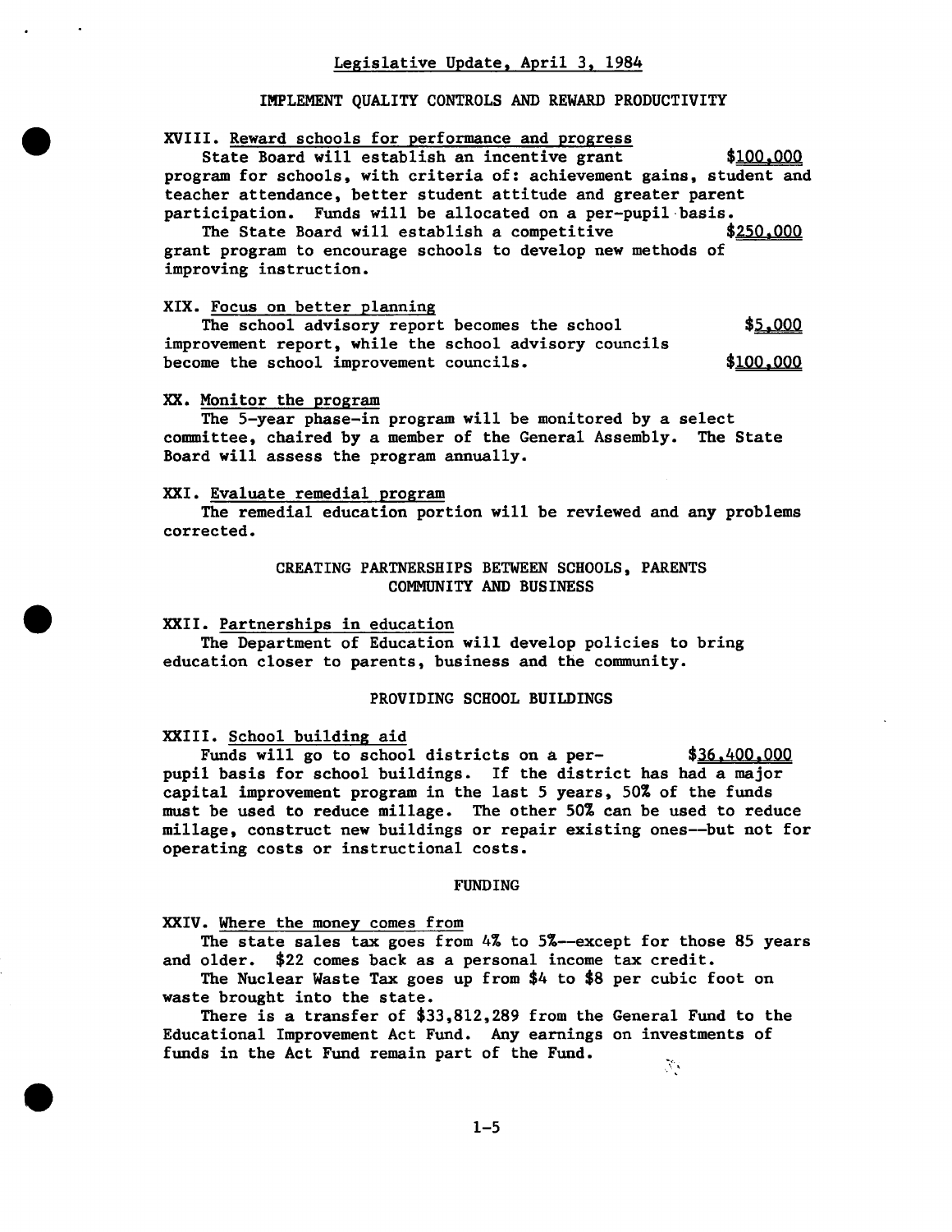Legislative Update, April 3, 1984

## IMPLEMENT QUALITY CONTROLS AND REWARD PRODUCTIVITY

### XVIII. Reward schools for performance and progress

State Board will establish an incentive grant program for schools, with criteria of: achievement gains, student and teacher attendance, better student attitude and greater parent participation. Funds will be allocated on a per-pupil basis. **$100,000**

The State Board will establish a competitive grant program to encourage schools to develop new methods of improving instruction. **$250,000**

### XIX. Focus on better planning

The school advisory report becomes the school improvement report, while the school advisory councils become the school improvement councils. **$5,000** **$100,000**

### XX. Monitor the program

The 5-year phase-in program will be monitored by a select committee, chaired by a member of the General Assembly. The State Board will assess the program annually.

### XXI. Evaluate remedial program

The remedial education portion will be reviewed and any problems corrected.

## CREATING PARTNERSHIPS BETWEEN SCHOOLS, PARENTS COMMUNITY AND BUSINESS

### XXII. Partnerships in education

The Department of Education will develop policies to bring education closer to parents, business and the community.

## PROVIDING SCHOOL BUILDINGS

### XXIII. School building aid

Funds will go to school districts on a per-pupil basis for school buildings. If the district has had a major capital improvement program in the last 5 years, 50% of the funds must be used to reduce millage. The other 50% can be used to reduce millage, construct new buildings or repair existing ones--but not for operating costs or instructional costs. **$36,400,000**

## FUNDING

### XXIV. Where the money comes from

The state sales tax goes from 4% to 5%--except for those 85 years and older. $22 comes back as a personal income tax credit.

The Nuclear Waste Tax goes up from $4 to $8 per cubic foot on waste brought into the state.

There is a transfer of $33,812,289 from the General Fund to the Educational Improvement Act Fund. Any earnings on investments of funds in the Act Fund remain part of the Fund.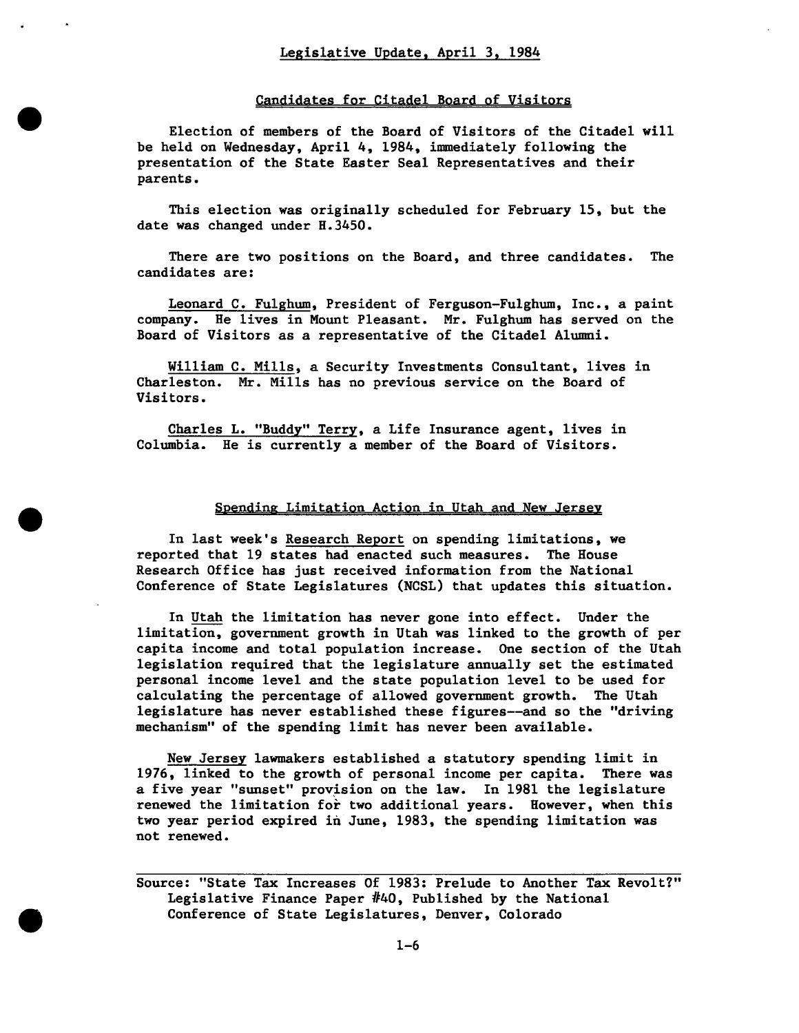# Legislative Update, April 3, 1984

## Candidates for Citadel Board of Visitors

Election of members of the Board of Visitors of the Citadel will be held on Wednesday, April 4, 1984, immediately following the presentation of the State Easter Seal Representatives and their parents.

This election was originally scheduled for February 15, but the date was changed under H.3450.

There are two positions on the Board, and three candidates. The candidates are:

Leonard C. Fulghum, President of Ferguson-Fulghum, Inc., a paint company. He lives in Mount Pleasant. Mr. Fulghum has served on the Board of Visitors as a representative of the Citadel Alumni.

William C. Mills, a Security Investments Consultant, lives in Charleston. Mr. Mills has no previous service on the Board of Visitors.

Charles L. "Buddy" Terry, a Life Insurance agent, lives in Columbia. He is currently a member of the Board of Visitors.

## Spending Limitation Action in Utah and New Jersey

In last week's Research Report on spending limitations, we reported that 19 states had enacted such measures. The House Research Office has just received information from the National Conference of State Legislatures (NCSL) that updates this situation.

In Utah the limitation has never gone into effect. Under the limitation, government growth in Utah was linked to the growth of per capita income and total population increase. One section of the Utah legislation required that the legislature annually set the estimated personal income level and the state population level to be used for calculating the percentage of allowed government growth. The Utah legislature has never established these figures--and so the "driving mechanism" of the spending limit has never been available.

New Jersey lawmakers established a statutory spending limit in 1976, linked to the growth of personal income per capita. There was a five year "sunset" provision on the law. In 1981 the legislature renewed the limitation for two additional years. However, when this two year period expired in June, 1983, the spending limitation was not renewed.

---

Source: "State Tax Increases Of 1983: Prelude to Another Tax Revolt?" Legislative Finance Paper #40, Published by the National Conference of State Legislatures, Denver, Colorado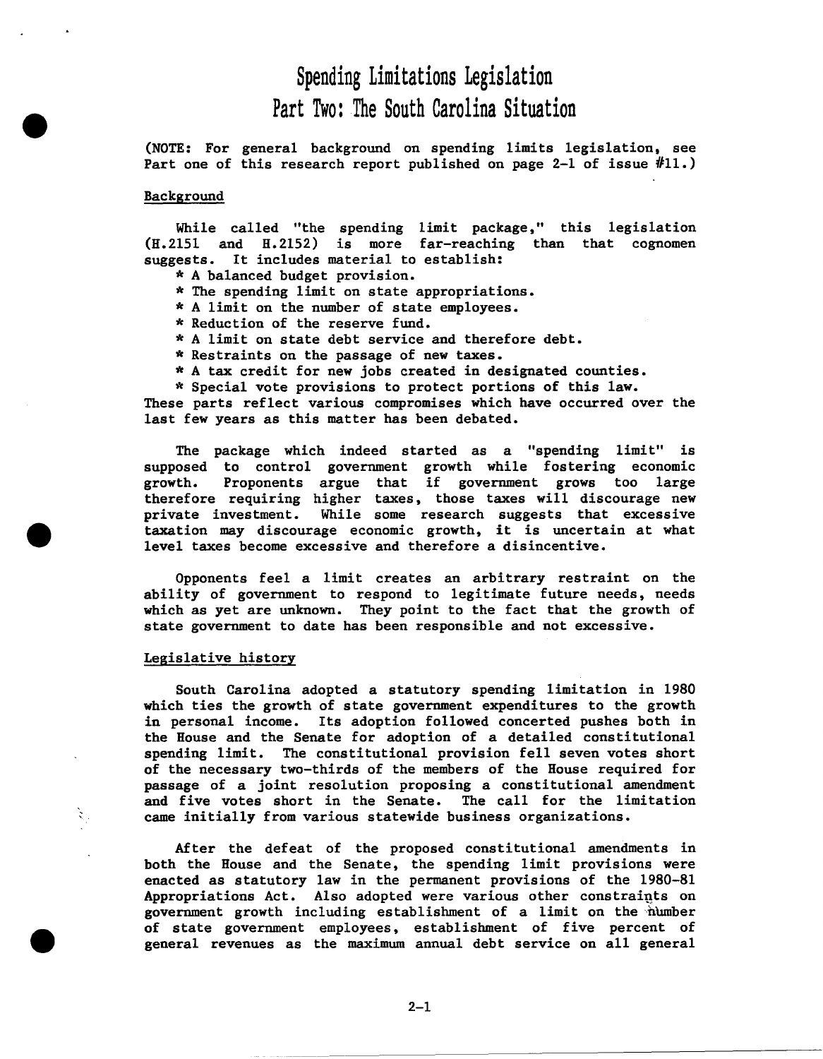# Spending Limitations Legislation
# Part Two: The South Carolina Situation

(NOTE: For general background on spending limits legislation, see Part one of this research report published on page 2-1 of issue #11.)

## Background

While called "the spending limit package," this legislation (H.2151 and H.2152) is more far-reaching than that cognomen suggests. It includes material to establish:

* A balanced budget provision.
* The spending limit on state appropriations.
* A limit on the number of state employees.
* Reduction of the reserve fund.
* A limit on state debt service and therefore debt.
* Restraints on the passage of new taxes.
* A tax credit for new jobs created in designated counties.
* Special vote provisions to protect portions of this law.

These parts reflect various compromises which have occurred over the last few years as this matter has been debated.

The package which indeed started as a "spending limit" is supposed to control government growth while fostering economic growth. Proponents argue that if government grows too large therefore requiring higher taxes, those taxes will discourage new private investment. While some research suggests that excessive taxation may discourage economic growth, it is uncertain at what level taxes become excessive and therefore a disincentive.

Opponents feel a limit creates an arbitrary restraint on the ability of government to respond to legitimate future needs, needs which as yet are unknown. They point to the fact that the growth of state government to date has been responsible and not excessive.

## Legislative history

South Carolina adopted a statutory spending limitation in 1980 which ties the growth of state government expenditures to the growth in personal income. Its adoption followed concerted pushes both in the House and the Senate for adoption of a detailed constitutional spending limit. The constitutional provision fell seven votes short of the necessary two-thirds of the members of the House required for passage of a joint resolution proposing a constitutional amendment and five votes short in the Senate. The call for the limitation came initially from various statewide business organizations.

After the defeat of the proposed constitutional amendments in both the House and the Senate, the spending limit provisions were enacted as statutory law in the permanent provisions of the 1980-81 Appropriations Act. Also adopted were various other constraints on government growth including establishment of a limit on the number of state government employees, establishment of five percent of general revenues as the maximum annual debt service on all general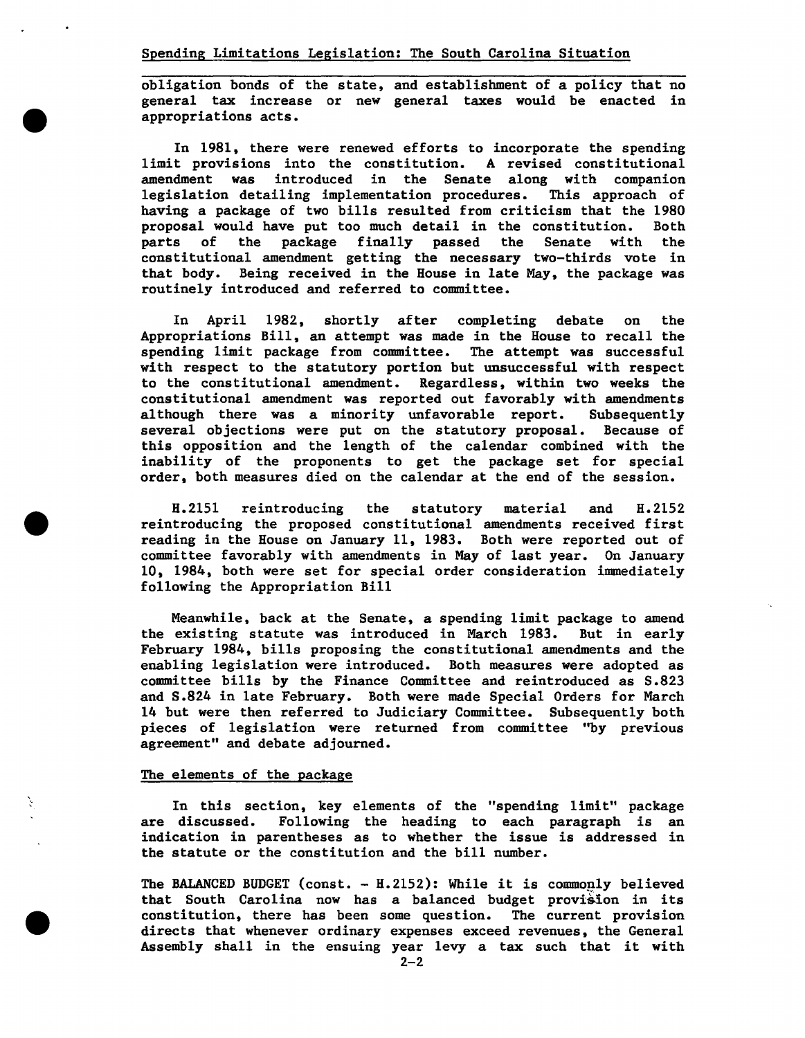obligation bonds of the state, and establishment of a policy that no general tax increase or new general taxes would be enacted in appropriations acts.

In 1981, there were renewed efforts to incorporate the spending limit provisions into the constitution. A revised constitutional amendment was introduced in the Senate along with companion legislation detailing implementation procedures. This approach of having a package of two bills resulted from criticism that the 1980 proposal would have put too much detail in the constitution. Both parts of the package finally passed the Senate with the constitutional amendment getting the necessary two-thirds vote in that body. Being received in the House in late May, the package was routinely introduced and referred to committee.

In April 1982, shortly after completing debate on the Appropriations Bill, an attempt was made in the House to recall the spending limit package from committee. The attempt was successful with respect to the statutory portion but unsuccessful with respect to the constitutional amendment. Regardless, within two weeks the constitutional amendment was reported out favorably with amendments although there was a minority unfavorable report. Subsequently several objections were put on the statutory proposal. Because of this opposition and the length of the calendar combined with the inability of the proponents to get the package set for special order, both measures died on the calendar at the end of the session.

H.2151 reintroducing the statutory material and H.2152 reintroducing the proposed constitutional amendments received first reading in the House on January 11, 1983. Both were reported out of committee favorably with amendments in May of last year. On January 10, 1984, both were set for special order consideration immediately following the Appropriation Bill

Meanwhile, back at the Senate, a spending limit package to amend the existing statute was introduced in March 1983. But in early February 1984, bills proposing the constitutional amendments and the enabling legislation were introduced. Both measures were adopted as committee bills by the Finance Committee and reintroduced as S.823 and S.824 in late February. Both were made Special Orders for March 14 but were then referred to Judiciary Committee. Subsequently both pieces of legislation were returned from committee "by previous agreement" and debate adjourned.

## The elements of the package

In this section, key elements of the "spending limit" package are discussed. Following the heading to each paragraph is an indication in parentheses as to whether the issue is addressed in the statute or the constitution and the bill number.

The BALANCED BUDGET (const. - H.2152): While it is commonly believed that South Carolina now has a balanced budget provision in its constitution, there has been some question. The current provision directs that whenever ordinary expenses exceed revenues, the General Assembly shall in the ensuing year levy a tax such that it with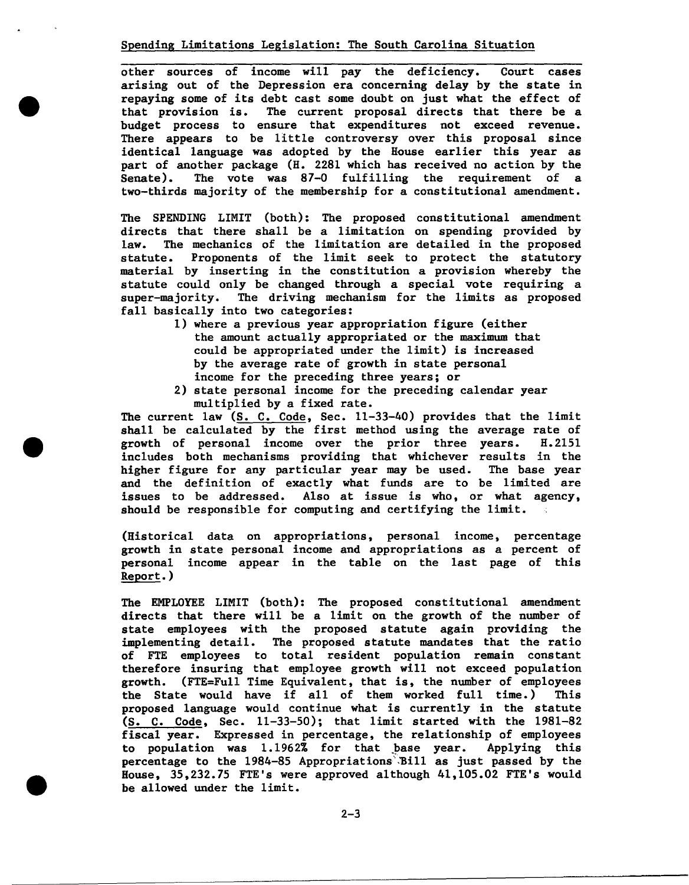other sources of income will pay the deficiency. Court cases arising out of the Depression era concerning delay by the state in repaying some of its debt cast some doubt on just what the effect of that provision is. The current proposal directs that there be a budget process to ensure that expenditures not exceed revenue. There appears to be little controversy over this proposal since identical language was adopted by the House earlier this year as part of another package (H. 2281 which has received no action by the Senate). The vote was 87-0 fulfilling the requirement of a two-thirds majority of the membership for a constitutional amendment.

The SPENDING LIMIT (both): The proposed constitutional amendment directs that there shall be a limitation on spending provided by law. The mechanics of the limitation are detailed in the proposed statute. Proponents of the limit seek to protect the statutory material by inserting in the constitution a provision whereby the statute could only be changed through a special vote requiring a super-majority. The driving mechanism for the limits as proposed fall basically into two categories:

1) where a previous year appropriation figure (either the amount actually appropriated or the maximum that could be appropriated under the limit) is increased by the average rate of growth in state personal income for the preceding three years; or
2) state personal income for the preceding calendar year multiplied by a fixed rate.

The current law (S. C. Code, Sec. 11-33-40) provides that the limit shall be calculated by the first method using the average rate of growth of personal income over the prior three years. H.2151 includes both mechanisms providing that whichever results in the higher figure for any particular year may be used. The base year and the definition of exactly what funds are to be limited are issues to be addressed. Also at issue is who, or what agency, should be responsible for computing and certifying the limit.

(Historical data on appropriations, personal income, percentage growth in state personal income and appropriations as a percent of personal income appear in the table on the last page of this Report.)

The EMPLOYEE LIMIT (both): The proposed constitutional amendment directs that there will be a limit on the growth of the number of state employees with the proposed statute again providing the implementing detail. The proposed statute mandates that the ratio of FTE employees to total resident population remain constant therefore insuring that employee growth will not exceed population growth. (FTE=Full Time Equivalent, that is, the number of employees the State would have if all of them worked full time.) This proposed language would continue what is currently in the statute (S. C. Code, Sec. 11-33-50); that limit started with the 1981-82 fiscal year. Expressed in percentage, the relationship of employees to population was 1.1962% for that base year. Applying this percentage to the 1984-85 Appropriations Bill as just passed by the House, 35,232.75 FTE's were approved although 41,105.02 FTE's would be allowed under the limit.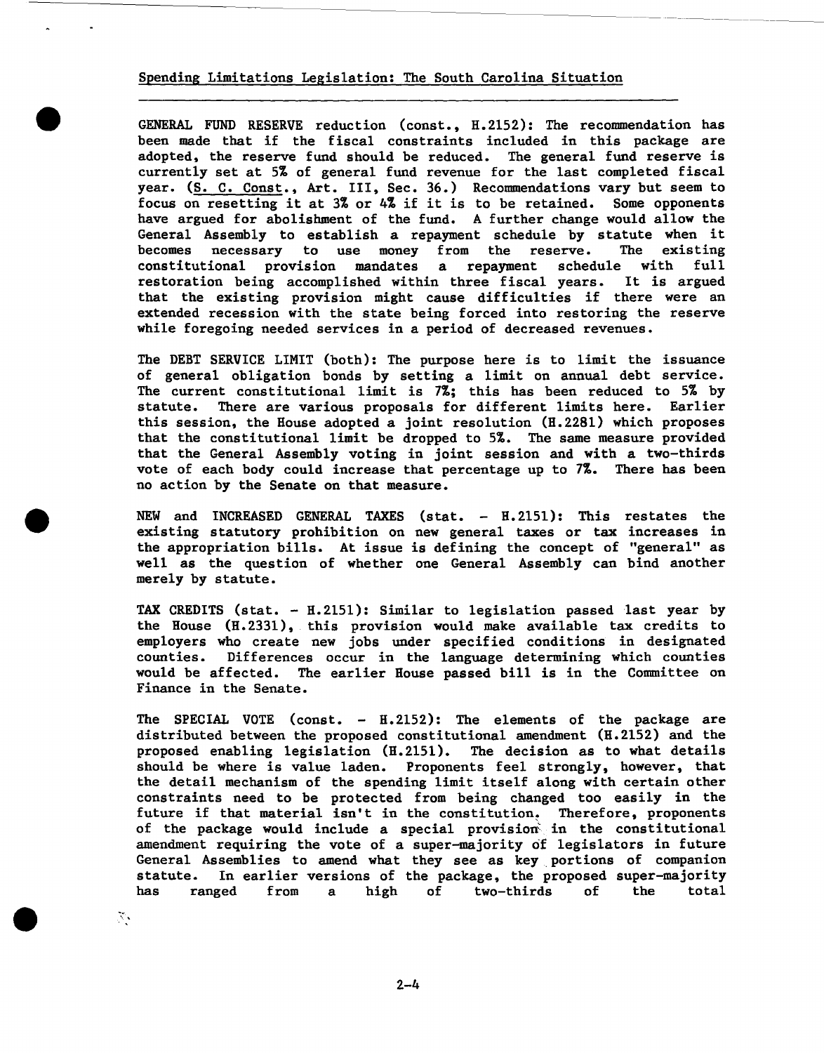Spending Limitations Legislation: The South Carolina Situation

GENERAL FUND RESERVE reduction (const., H.2152): The recommendation has been made that if the fiscal constraints included in this package are adopted, the reserve fund should be reduced. The general fund reserve is currently set at 5% of general fund revenue for the last completed fiscal year. (S. C. Const., Art. III, Sec. 36.) Recommendations vary but seem to focus on resetting it at 3% or 4% if it is to be retained. Some opponents have argued for abolishment of the fund. A further change would allow the General Assembly to establish a repayment schedule by statute when it becomes necessary to use money from the reserve. The existing constitutional provision mandates a repayment schedule with full restoration being accomplished within three fiscal years. It is argued that the existing provision might cause difficulties if there were an extended recession with the state being forced into restoring the reserve while foregoing needed services in a period of decreased revenues.

The DEBT SERVICE LIMIT (both): The purpose here is to limit the issuance of general obligation bonds by setting a limit on annual debt service. The current constitutional limit is 7%; this has been reduced to 5% by statute. There are various proposals for different limits here. Earlier this session, the House adopted a joint resolution (H.2281) which proposes that the constitutional limit be dropped to 5%. The same measure provided that the General Assembly voting in joint session and with a two-thirds vote of each body could increase that percentage up to 7%. There has been no action by the Senate on that measure.

NEW and INCREASED GENERAL TAXES (stat. - H.2151): This restates the existing statutory prohibition on new general taxes or tax increases in the appropriation bills. At issue is defining the concept of "general" as well as the question of whether one General Assembly can bind another merely by statute.

TAX CREDITS (stat. - H.2151): Similar to legislation passed last year by the House (H.2331), this provision would make available tax credits to employers who create new jobs under specified conditions in designated counties. Differences occur in the language determining which counties would be affected. The earlier House passed bill is in the Committee on Finance in the Senate.

The SPECIAL VOTE (const. - H.2152): The elements of the package are distributed between the proposed constitutional amendment (H.2152) and the proposed enabling legislation (H.2151). The decision as to what details should be where is value laden. Proponents feel strongly, however, that the detail mechanism of the spending limit itself along with certain other constraints need to be protected from being changed too easily in the future if that material isn't in the constitution. Therefore, proponents of the package would include a special provision in the constitutional amendment requiring the vote of a super-majority of legislators in future General Assemblies to amend what they see as key portions of companion statute. In earlier versions of the package, the proposed super-majority has ranged from a high of two-thirds of the total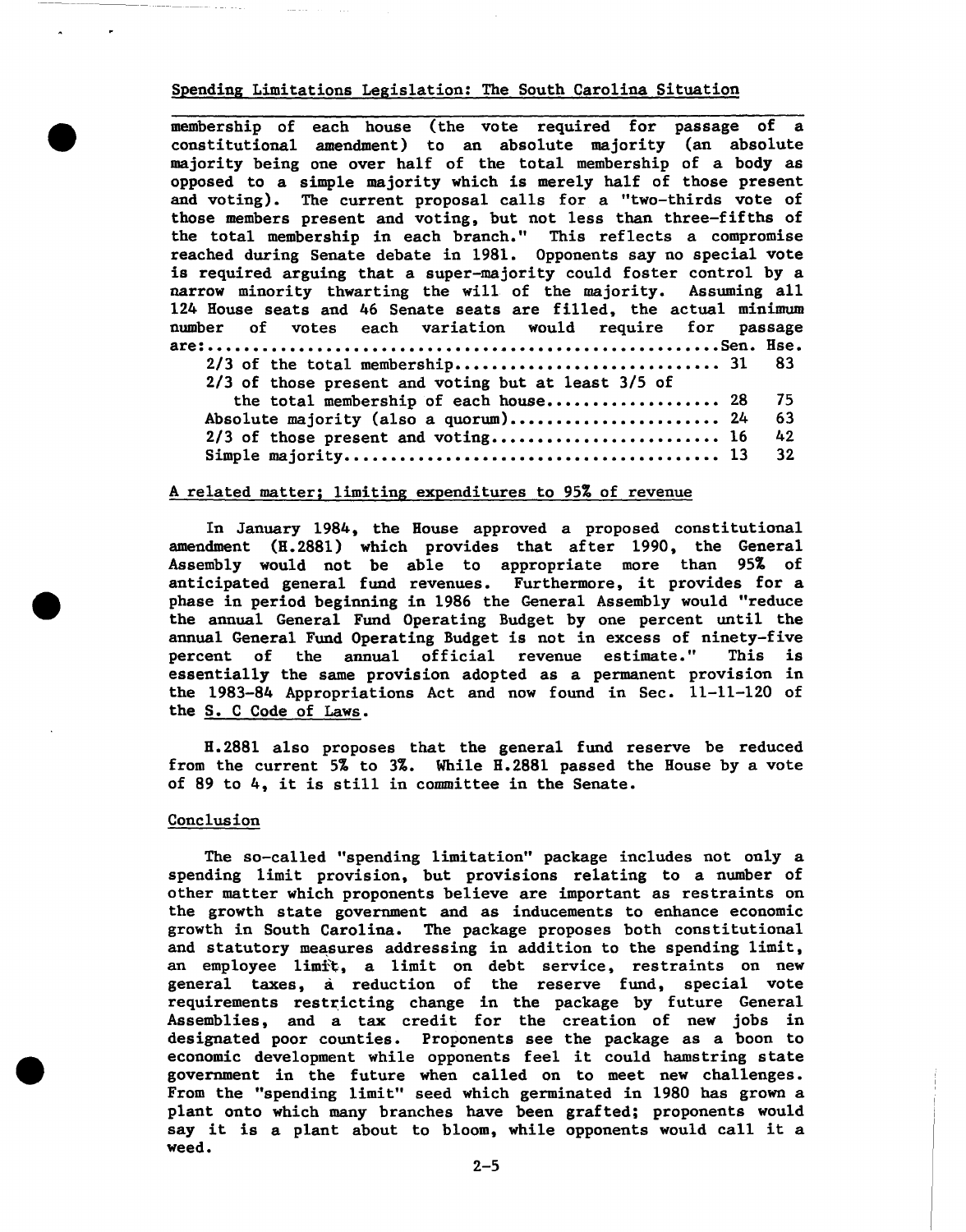membership of each house (the vote required for passage of a constitutional amendment) to an absolute majority (an absolute majority being one over half of the total membership of a body as opposed to a simple majority which is merely half of those present and voting). The current proposal calls for a "two-thirds vote of those members present and voting, but not less than three-fifths of the total membership in each branch." This reflects a compromise reached during Senate debate in 1981. Opponents say no special vote is required arguing that a super-majority could foster control by a narrow minority thwarting the will of the majority. Assuming all 124 House seats and 46 Senate seats are filled, the actual minimum number of votes each variation would require for passage are:

| | Sen. | Hse. |
|---|---|---|
| 2/3 of the total membership | 31 | 83 |
| 2/3 of those present and voting but at least 3/5 of the total membership of each house | 28 | 75 |
| Absolute majority (also a quorum) | 24 | 63 |
| 2/3 of those present and voting | 16 | 42 |
| Simple majority | 13 | 32 |

## A related matter; limiting expenditures to 95% of revenue

In January 1984, the House approved a proposed constitutional amendment (H.2881) which provides that after 1990, the General Assembly would not be able to appropriate more than 95% of anticipated general fund revenues. Furthermore, it provides for a phase in period beginning in 1986 the General Assembly would "reduce the annual General Fund Operating Budget by one percent until the annual General Fund Operating Budget is not in excess of ninety-five percent of the annual official revenue estimate." This is essentially the same provision adopted as a permanent provision in the 1983-84 Appropriations Act and now found in Sec. 11-11-120 of the S. C Code of Laws.

H.2881 also proposes that the general fund reserve be reduced from the current 5% to 3%. While H.2881 passed the House by a vote of 89 to 4, it is still in committee in the Senate.

## Conclusion

The so-called "spending limitation" package includes not only a spending limit provision, but provisions relating to a number of other matter which proponents believe are important as restraints on the growth state government and as inducements to enhance economic growth in South Carolina. The package proposes both constitutional and statutory measures addressing in addition to the spending limit, an employee limit, a limit on debt service, restraints on new general taxes, a reduction of the reserve fund, special vote requirements restricting change in the package by future General Assemblies, and a tax credit for the creation of new jobs in designated poor counties. Proponents see the package as a boon to economic development while opponents feel it could hamstring state government in the future when called on to meet new challenges. From the "spending limit" seed which germinated in 1980 has grown a plant onto which many branches have been grafted; proponents would say it is a plant about to bloom, while opponents would call it a weed.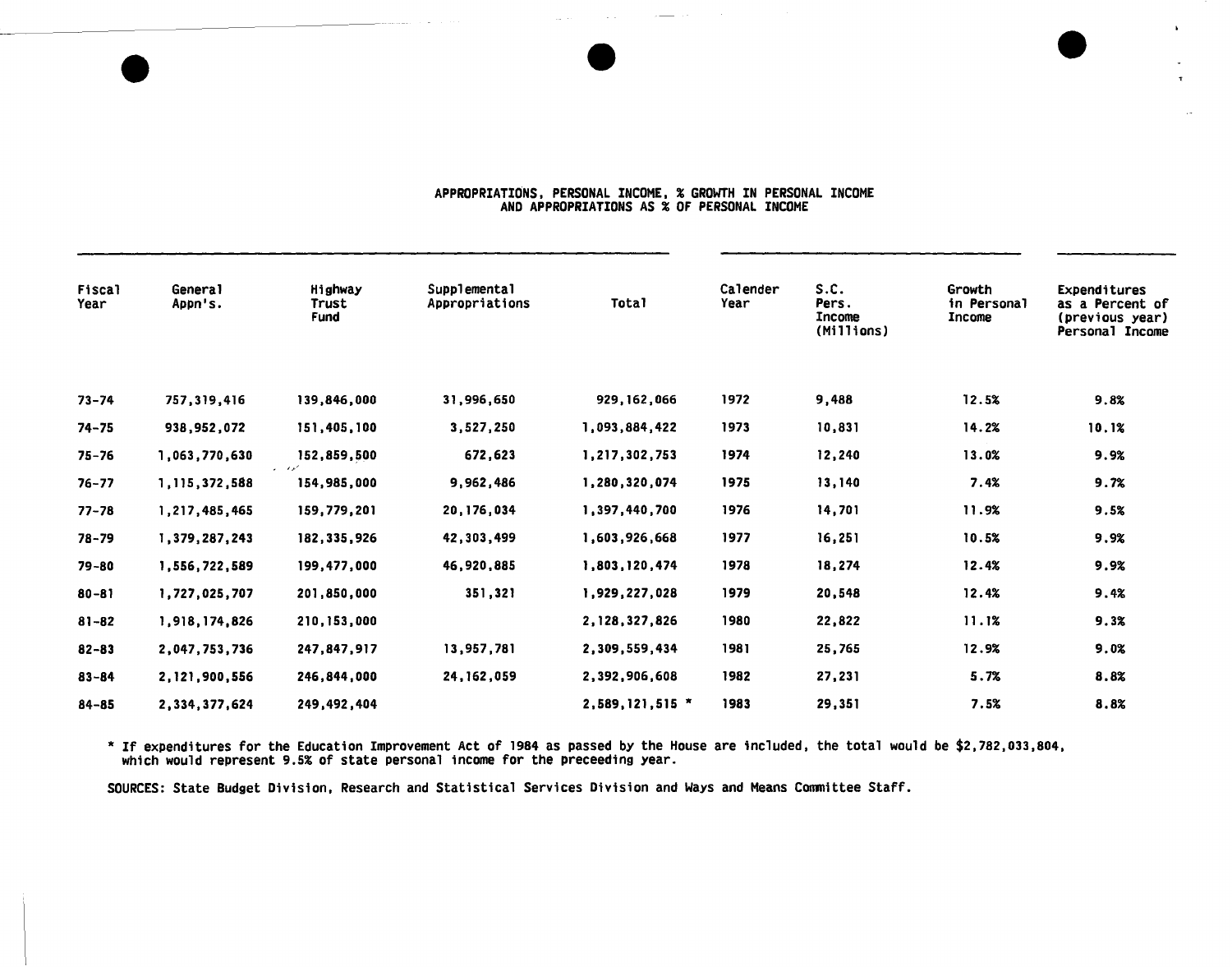## APPROPRIATIONS, PERSONAL INCOME, % GROWTH IN PERSONAL INCOME AND APPROPRIATIONS AS % OF PERSONAL INCOME

| Fiscal Year | General Appn's. | Highway Trust Fund | Supplemental Appropriations | Total | Calender Year | S.C. Pers. Income (Millions) | Growth in Personal Income | Expenditures as a Percent of (previous year) Personal Income |
|---|---|---|---|---|---|---|---|---|
| 73-74 | 757,319,416 | 139,846,000 | 31,996,650 | 929,162,066 | 1972 | 9,488 | 12.5% | 9.8% |
| 74-75 | 938,952,072 | 151,405,100 | 3,527,250 | 1,093,884,422 | 1973 | 10,831 | 14.2% | 10.1% |
| 75-76 | 1,063,770,630 | 152,859,500 | 672,623 | 1,217,302,753 | 1974 | 12,240 | 13.0% | 9.9% |
| 76-77 | 1,115,372,588 | 154,985,000 | 9,962,486 | 1,280,320,074 | 1975 | 13,140 | 7.4% | 9.7% |
| 77-78 | 1,217,485,465 | 159,779,201 | 20,176,034 | 1,397,440,700 | 1976 | 14,701 | 11.9% | 9.5% |
| 78-79 | 1,379,287,243 | 182,335,926 | 42,303,499 | 1,603,926,668 | 1977 | 16,251 | 10.5% | 9.9% |
| 79-80 | 1,556,722,589 | 199,477,000 | 46,920,885 | 1,803,120,474 | 1978 | 18,274 | 12.4% | 9.9% |
| 80-81 | 1,727,025,707 | 201,850,000 | 351,321 | 1,929,227,028 | 1979 | 20,548 | 12.4% | 9.4% |
| 81-82 | 1,918,174,826 | 210,153,000 | | 2,128,327,826 | 1980 | 22,822 | 11.1% | 9.3% |
| 82-83 | 2,047,753,736 | 247,847,917 | 13,957,781 | 2,309,559,434 | 1981 | 25,765 | 12.9% | 9.0% |
| 83-84 | 2,121,900,556 | 246,844,000 | 24,162,059 | 2,392,906,608 | 1982 | 27,231 | 5.7% | 8.8% |
| 84-85 | 2,334,377,624 | 249,492,404 | | 2,589,121,515 * | 1983 | 29,351 | 7.5% | 8.8% |

* If expenditures for the Education Improvement Act of 1984 as passed by the House are included, the total would be $2,782,033,804, which would represent 9.5% of state personal income for the preceeding year.

SOURCES: State Budget Division, Research and Statistical Services Division and Ways and Means Committee Staff.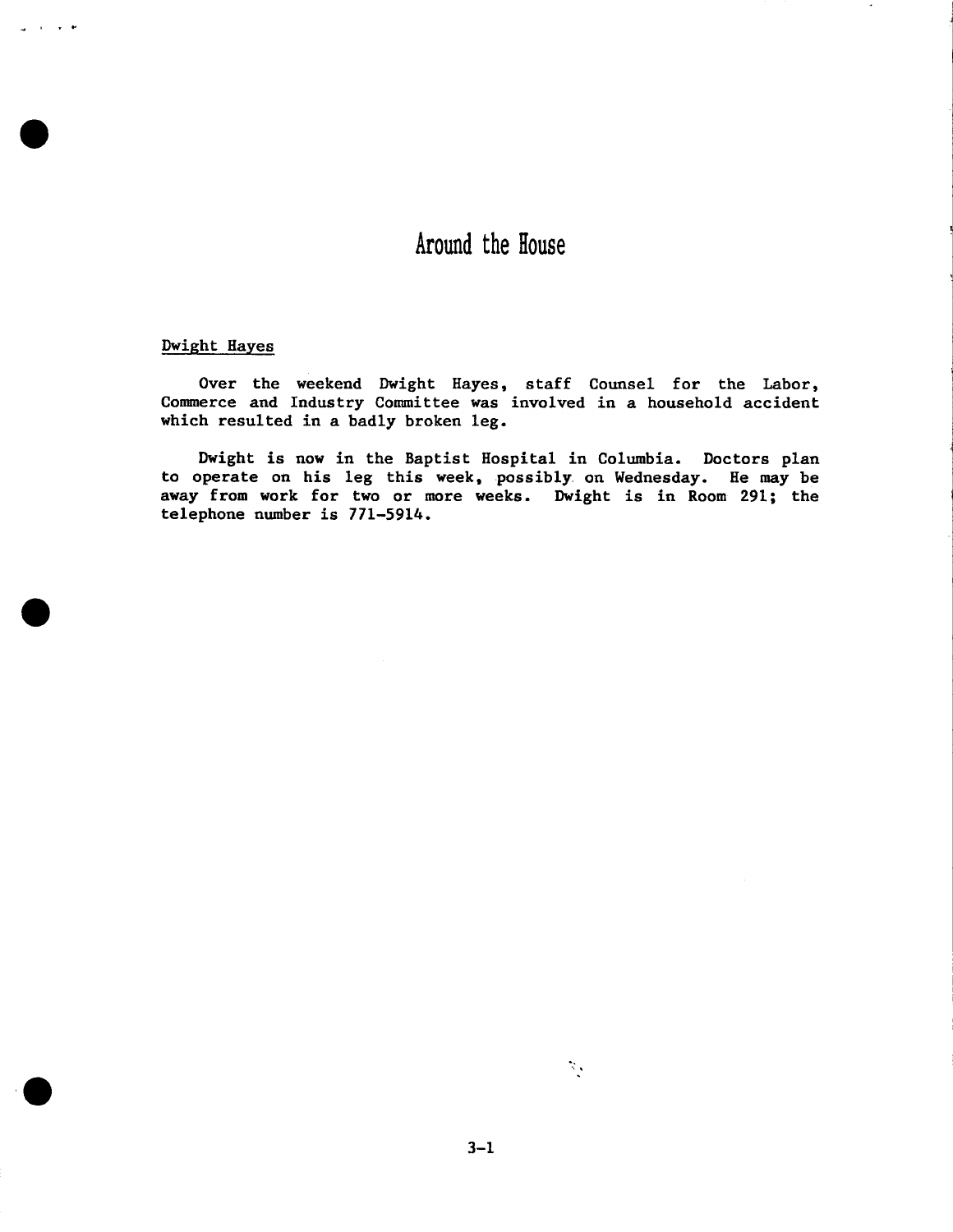# Around the House

Dwight Hayes

Over the weekend Dwight Hayes, staff Counsel for the Labor, Commerce and Industry Committee was involved in a household accident which resulted in a badly broken leg.

Dwight is now in the Baptist Hospital in Columbia. Doctors plan to operate on his leg this week, possibly on Wednesday. He may be away from work for two or more weeks. Dwight is in Room 291; the telephone number is 771-5914.